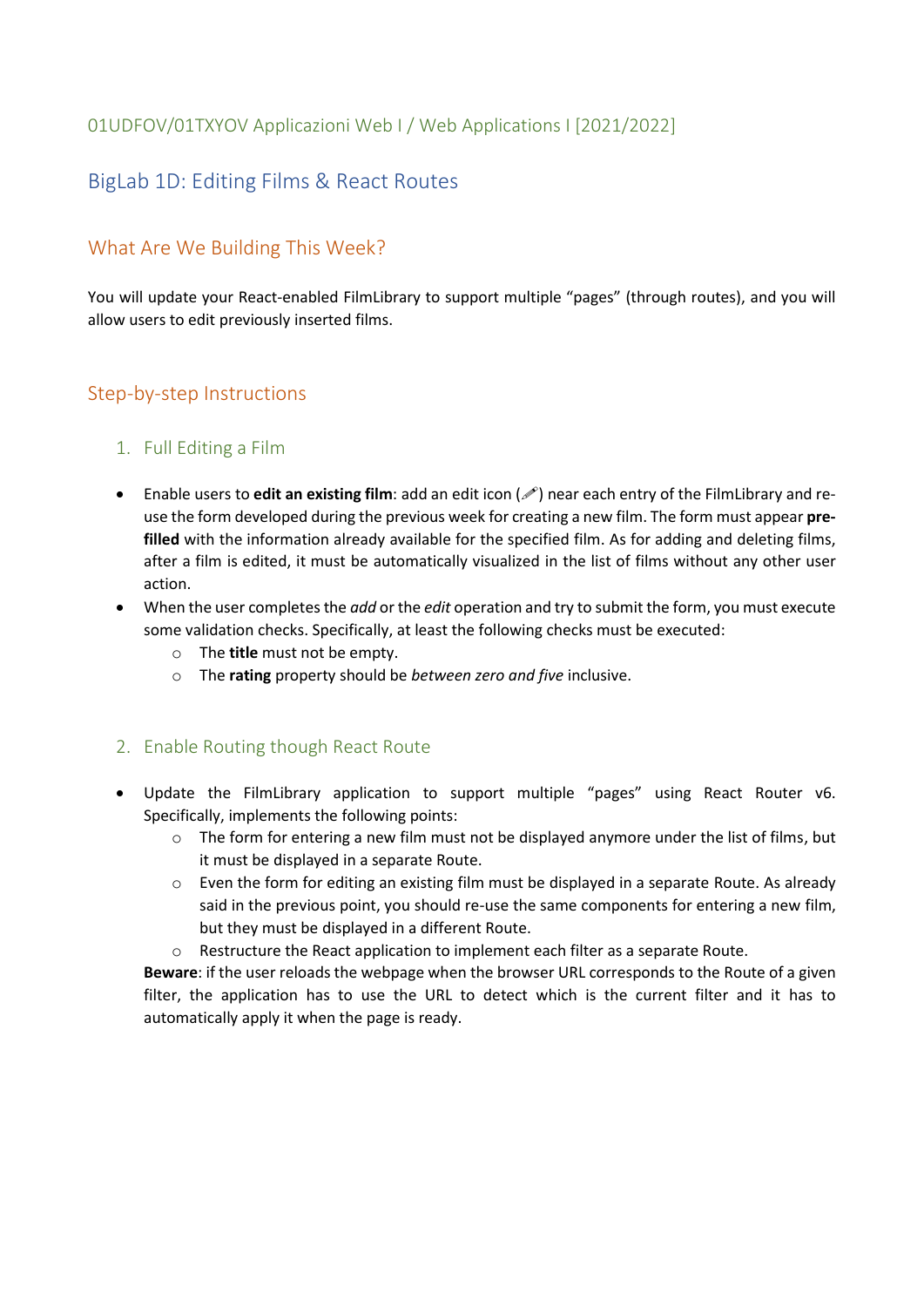01UDFOV/01TXYOV Applicazioni Web I / Web Applications I [2021/2022]

# BigLab 1D: Editing Films & React Routes

## What Are We Building This Week?

You will update your React-enabled FilmLibrary to support multiple "pages" (through routes), and you will allow users to edit previously inserted films.

## Step-by-step Instructions

### 1. Full Editing a Film

- Enable users to **edit an existing film**: add an edit icon (🖉) near each entry of the FilmLibrary and re-use the form developed during the previous week for creating a new film. The form must appear **pre-filled** with the information already available for the specified film. As for adding and deleting films, after a film is edited, it must be automatically visualized in the list of films without any other user action.
- When the user completes the *add* or the *edit* operation and try to submit the form, you must execute some validation checks. Specifically, at least the following checks must be executed:
  - The **title** must not be empty.
  - The **rating** property should be *between zero and five* inclusive.

### 2. Enable Routing though React Route

- Update the FilmLibrary application to support multiple "pages" using React Router v6. Specifically, implements the following points:
  - The form for entering a new film must not be displayed anymore under the list of films, but it must be displayed in a separate Route.
  - Even the form for editing an existing film must be displayed in a separate Route. As already said in the previous point, you should re-use the same components for entering a new film, but they must be displayed in a different Route.
  - Restructure the React application to implement each filter as a separate Route.

  **Beware**: if the user reloads the webpage when the browser URL corresponds to the Route of a given filter, the application has to use the URL to detect which is the current filter and it has to automatically apply it when the page is ready.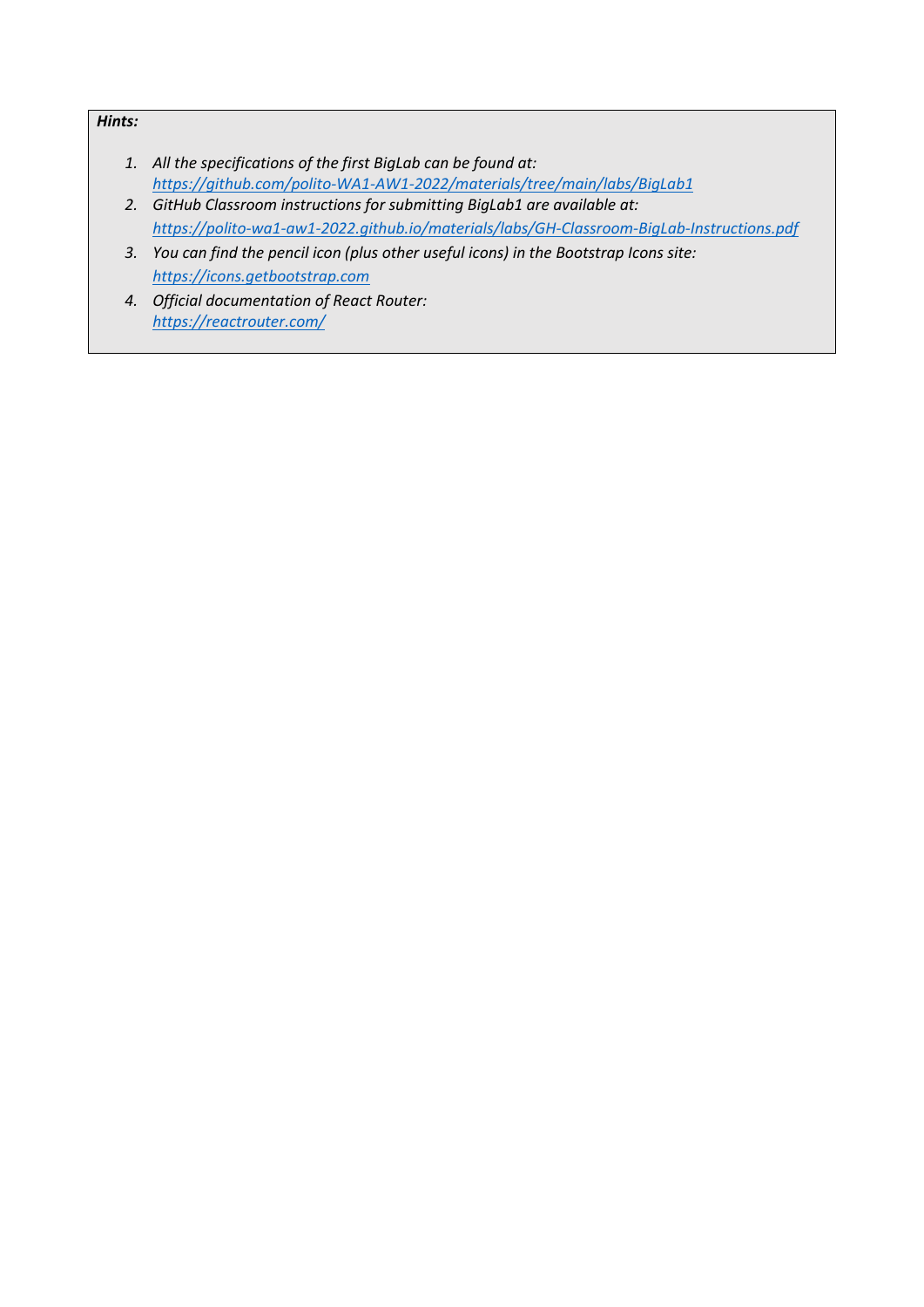***Hints:***

1. *All the specifications of the first BigLab can be found at:*
   *https://github.com/polito-WA1-AW1-2022/materials/tree/main/labs/BigLab1*
2. *GitHub Classroom instructions for submitting BigLab1 are available at:*
   *https://polito-wa1-aw1-2022.github.io/materials/labs/GH-Classroom-BigLab-Instructions.pdf*
3. *You can find the pencil icon (plus other useful icons) in the Bootstrap Icons site:*
   *https://icons.getbootstrap.com*
4. *Official documentation of React Router:*
   *https://reactrouter.com/*